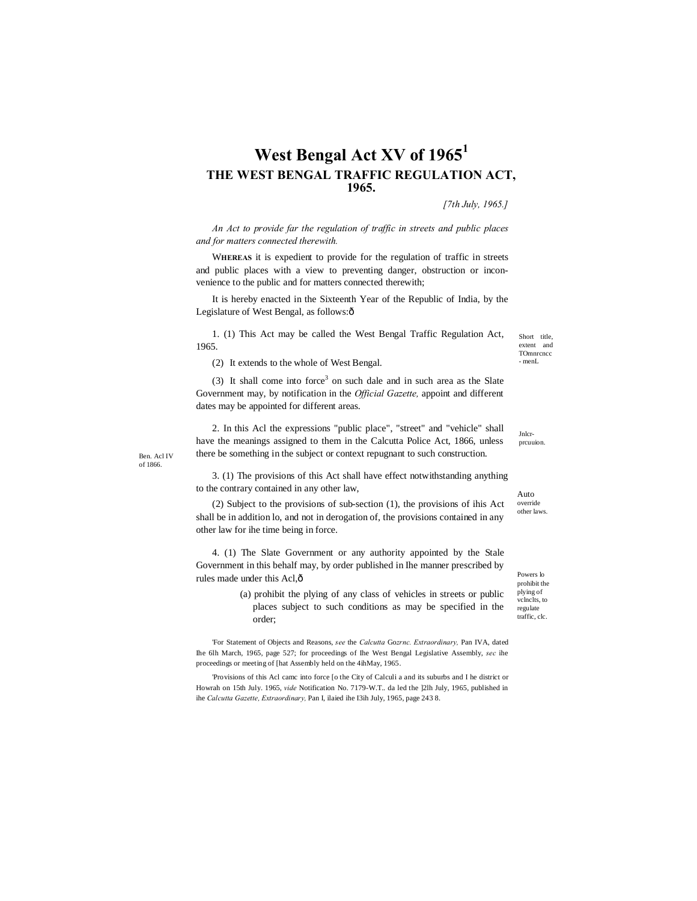# West Bengal Act XV of 1965[1]

## THE WEST BENGAL TRAFFIC REGULATION ACT, 1965.

*[7th July, 1965.]*

*An Act to provide far the regulation of traffic in streets and public places and for matters connected therewith.*

W**HEREAS** it is expedient to provide for the regulation of traffic in streets and public places with a view to preventing danger, obstruction or inconvenience to the public and for matters connected therewith;

It is hereby enacted in the Sixteenth Year of the Republic of India, by the Legislature of West Bengal, as follows:ô

Short title, extent and TOmnrcncc - menL

1. (1) This Act may be called the West Bengal Traffic Regulation Act, 1965.

(2) It extends to the whole of West Bengal.

(3) It shall come into force[3] on such dale and in such area as the Slate Government may, by notification in the *Official Gazette,* appoint and different dates may be appointed for different areas.

Jnlcr-prcuuion.

Ben. Acl IV of 1866.

2. In this Acl the expressions "public place", "street" and "vehicle" shall have the meanings assigned to them in the Calcutta Police Act, 1866, unless there be something in the subject or context repugnant to such construction.

Auto override other laws.

3. (1) The provisions of this Act shall have effect notwithstanding anything to the contrary contained in any other law,

(2) Subject to the provisions of sub-section (1), the provisions of ihis Act shall be in addition lo, and not in derogation of, the provisions contained in any other law for ihe time being in force.

Powers lo prohibit the plying of vclnclts, to regulate traffic, clc.

4. (1) The Slate Government or any authority appointed by the Stale Government in this behalf may, by order published in Ihe manner prescribed by rules made under this Acl,ô

(a) prohibit the plying of any class of vehicles in streets or public places subject to such conditions as may be specified in the order;

'For Statement of Objects and Reasons, *see* the *Calcutta Gozrnc. Extraordinary,* Pan IVA, dated Ihe 6lh March, 1965, page 527; for proceedings of Ihe West Bengal Legislative Assembly, *sec* ihe proceedings or meeting of [hat Assembly held on the 4ihMay, 1965.

'Provisions of this Acl camc into force [o the City of Calculi a and its suburbs and I he district or Howrah on 15th July. 1965, *vide* Notification No. 7179-W.T.. da led the ]2lh July, 1965, published in ihe *Calcutta Gazette, Extraordinary,* Pan I, ilaied ihe I3ih July, 1965, page 243 8.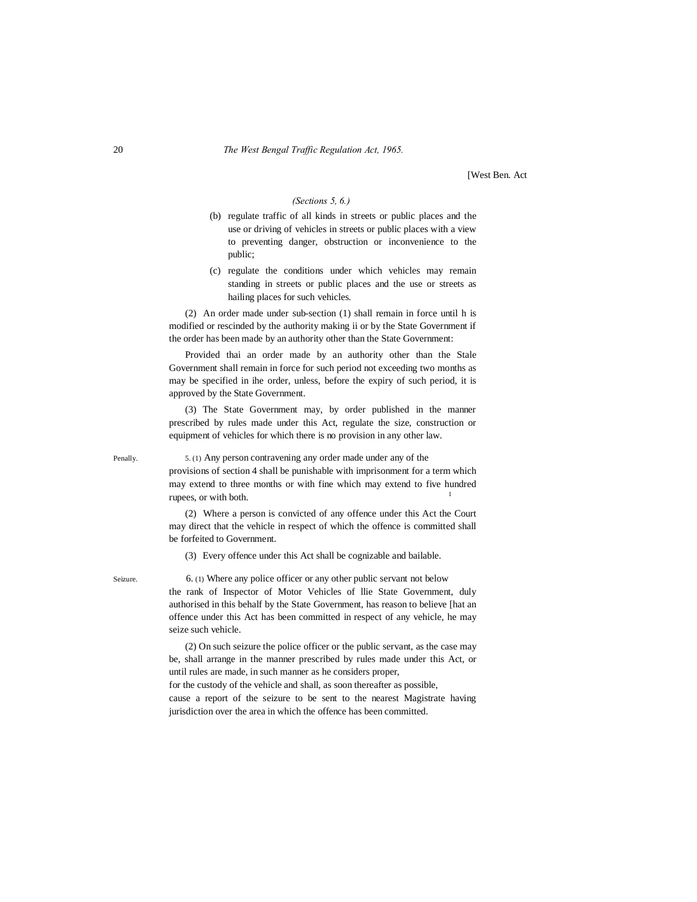(Sections 5, 6.)

(b) regulate traffic of all kinds in streets or public places and the use or driving of vehicles in streets or public places with a view to preventing danger, obstruction or inconvenience to the public;

(c) regulate the conditions under which vehicles may remain standing in streets or public places and the use or streets as hailing places for such vehicles.

(2) An order made under sub-section (1) shall remain in force until h is modified or rescinded by the authority making ii or by the State Government if the order has been made by an authority other than the State Government:

Provided thai an order made by an authority other than the Stale Government shall remain in force for such period not exceeding two months as may be specified in ihe order, unless, before the expiry of such period, it is approved by the State Government.

(3) The State Government may, by order published in the manner prescribed by rules made under this Act, regulate the size, construction or equipment of vehicles for which there is no provision in any other law.

Penally.

5. (1) Any person contravening any order made under any of the provisions of section 4 shall be punishable with imprisonment for a term which may extend to three months or with fine which may extend to five hundred rupees, or with both.[1]

(2) Where a person is convicted of any offence under this Act the Court may direct that the vehicle in respect of which the offence is committed shall be forfeited to Government.

(3) Every offence under this Act shall be cognizable and bailable.

Seizure.

6. (1) Where any police officer or any other public servant not below the rank of Inspector of Motor Vehicles of llie State Government, duly authorised in this behalf by the State Government, has reason to believe [hat an offence under this Act has been committed in respect of any vehicle, he may seize such vehicle.

(2) On such seizure the police officer or the public servant, as the case may be, shall arrange in the manner prescribed by rules made under this Act, or until rules are made, in such manner as he considers proper, for the custody of the vehicle and shall, as soon thereafter as possible, cause a report of the seizure to be sent to the nearest Magistrate having jurisdiction over the area in which the offence has been committed.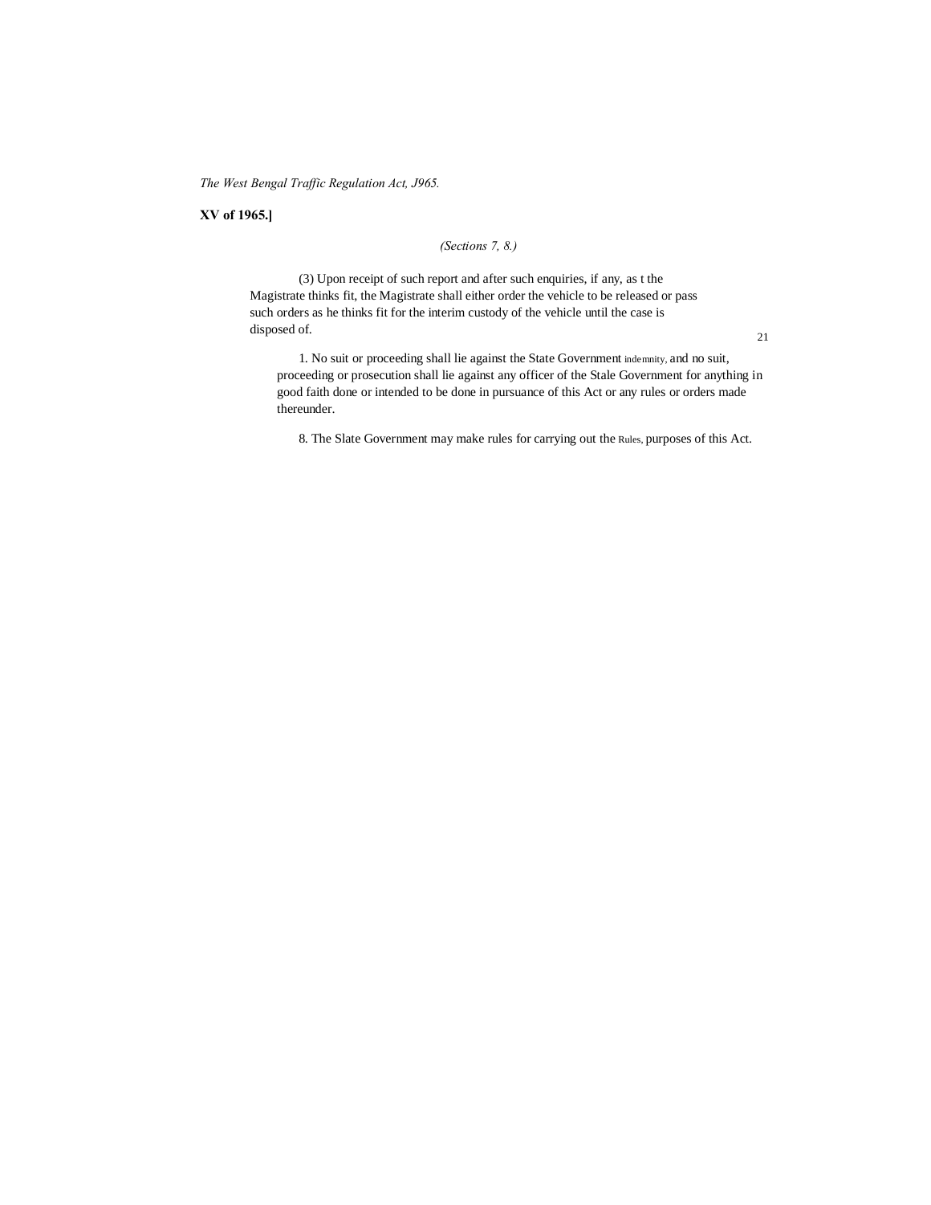(3) Upon receipt of such report and after such enquiries, if any, as t the Magistrate thinks fit, the Magistrate shall either order the vehicle to be released or pass such orders as he thinks fit for the interim custody of the vehicle until the case is disposed of.

1. No suit or proceeding shall lie against the State Government indemnity, and no suit, proceeding or prosecution shall lie against any officer of the Stale Government for anything in good faith done or intended to be done in pursuance of this Act or any rules or orders made thereunder.

8. The Slate Government may make rules for carrying out the Rules, purposes of this Act.